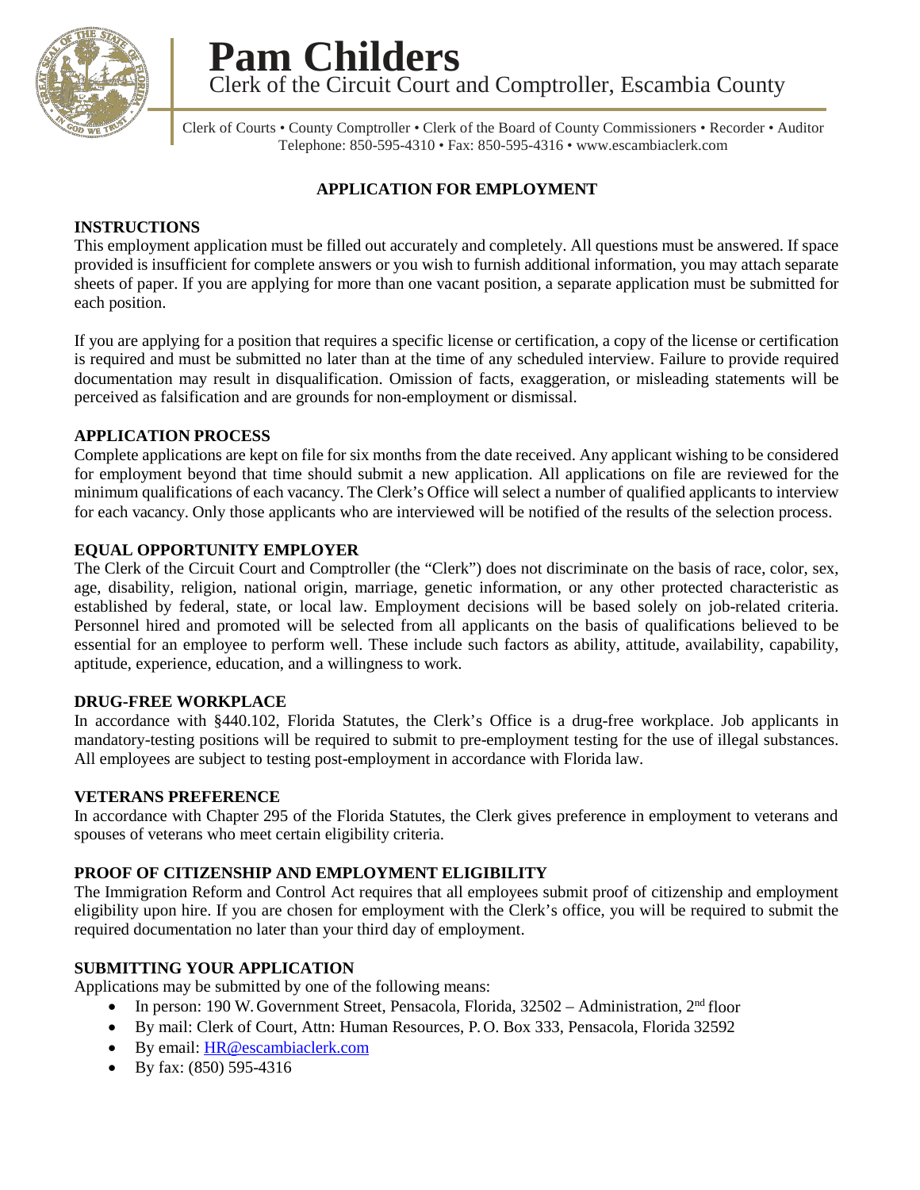# Pam Childers

Clerk of the Circuit Court and Comptroller, Escambia County

Clerk of Courts • County Comptroller • Clerk of the Board of County Commissioners • Recorder • Auditor
Telephone: 850-595-4310 • Fax: 850-595-4316 • www.escambiaclerk.com

## APPLICATION FOR EMPLOYMENT

### INSTRUCTIONS

This employment application must be filled out accurately and completely. All questions must be answered. If space provided is insufficient for complete answers or you wish to furnish additional information, you may attach separate sheets of paper. If you are applying for more than one vacant position, a separate application must be submitted for each position.

If you are applying for a position that requires a specific license or certification, a copy of the license or certification is required and must be submitted no later than at the time of any scheduled interview. Failure to provide required documentation may result in disqualification. Omission of facts, exaggeration, or misleading statements will be perceived as falsification and are grounds for non-employment or dismissal.

### APPLICATION PROCESS

Complete applications are kept on file for six months from the date received. Any applicant wishing to be considered for employment beyond that time should submit a new application. All applications on file are reviewed for the minimum qualifications of each vacancy. The Clerk's Office will select a number of qualified applicants to interview for each vacancy. Only those applicants who are interviewed will be notified of the results of the selection process.

### EQUAL OPPORTUNITY EMPLOYER

The Clerk of the Circuit Court and Comptroller (the "Clerk") does not discriminate on the basis of race, color, sex, age, disability, religion, national origin, marriage, genetic information, or any other protected characteristic as established by federal, state, or local law. Employment decisions will be based solely on job-related criteria. Personnel hired and promoted will be selected from all applicants on the basis of qualifications believed to be essential for an employee to perform well. These include such factors as ability, attitude, availability, capability, aptitude, experience, education, and a willingness to work.

### DRUG-FREE WORKPLACE

In accordance with §440.102, Florida Statutes, the Clerk's Office is a drug-free workplace. Job applicants in mandatory-testing positions will be required to submit to pre-employment testing for the use of illegal substances. All employees are subject to testing post-employment in accordance with Florida law.

### VETERANS PREFERENCE

In accordance with Chapter 295 of the Florida Statutes, the Clerk gives preference in employment to veterans and spouses of veterans who meet certain eligibility criteria.

### PROOF OF CITIZENSHIP AND EMPLOYMENT ELIGIBILITY

The Immigration Reform and Control Act requires that all employees submit proof of citizenship and employment eligibility upon hire. If you are chosen for employment with the Clerk's office, you will be required to submit the required documentation no later than your third day of employment.

### SUBMITTING YOUR APPLICATION

Applications may be submitted by one of the following means:

- In person: 190 W. Government Street, Pensacola, Florida, 32502 – Administration, 2nd floor
- By mail: Clerk of Court, Attn: Human Resources, P. O. Box 333, Pensacola, Florida 32592
- By email: HR@escambiaclerk.com
- By fax: (850) 595-4316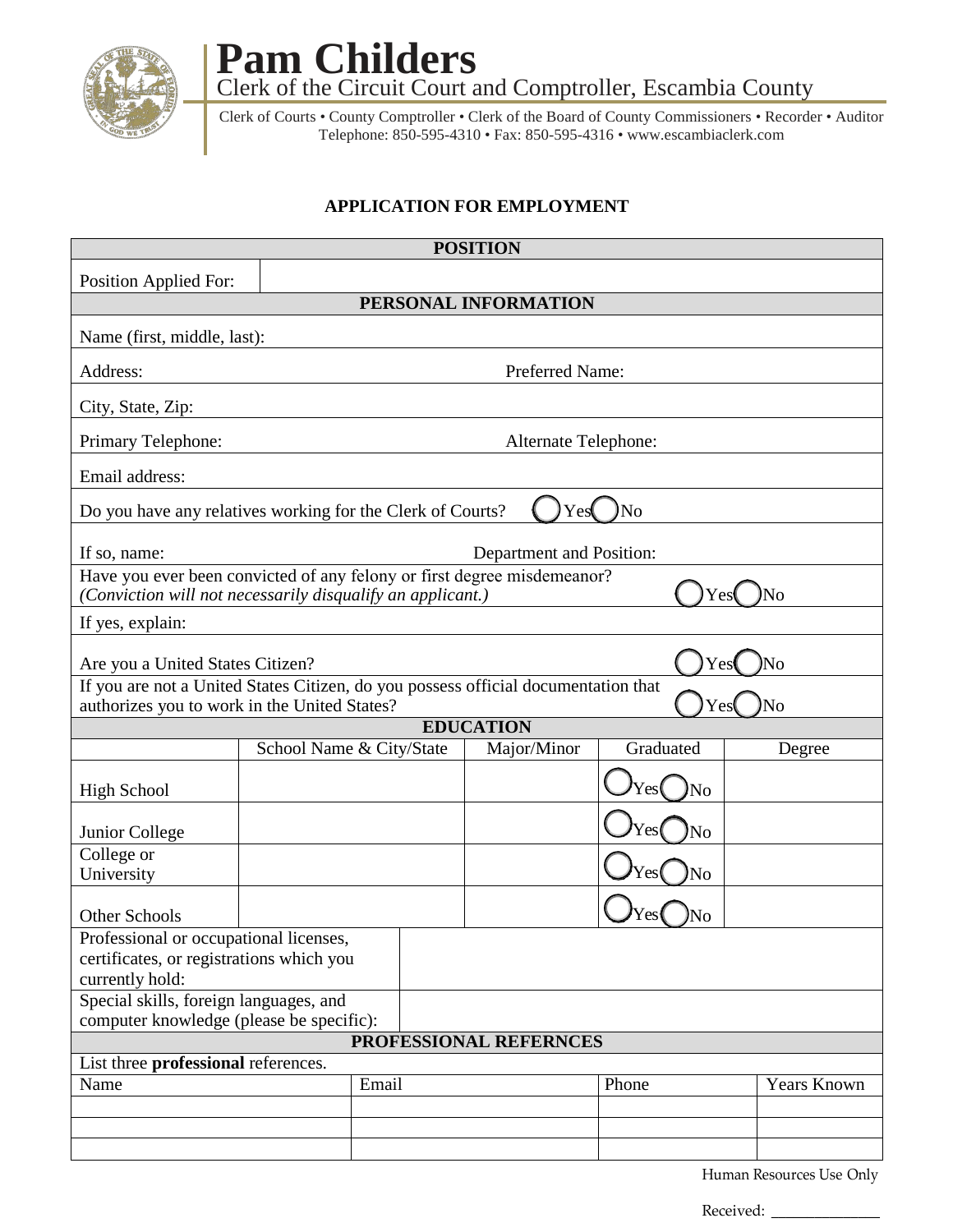# Pam Childers

Clerk of the Circuit Court and Comptroller, Escambia County

Clerk of Courts • County Comptroller • Clerk of the Board of County Commissioners • Recorder • Auditor
Telephone: 850-595-4310 • Fax: 850-595-4316 • www.escambiaclerk.com

## APPLICATION FOR EMPLOYMENT

### POSITION

| Position Applied For: | |
|---|---|

### PERSONAL INFORMATION

Name (first, middle, last):

Address: Preferred Name:

City, State, Zip:

Primary Telephone: Alternate Telephone:

Email address:

Do you have any relatives working for the Clerk of Courts? ◯ Yes ◯ No

If so, name: Department and Position:

Have you ever been convicted of any felony or first degree misdemeanor?
*(Conviction will not necessarily disqualify an applicant.)* ◯ Yes ◯ No

If yes, explain:

Are you a United States Citizen? ◯ Yes ◯ No

If you are not a United States Citizen, do you possess official documentation that authorizes you to work in the United States? ◯ Yes ◯ No

### EDUCATION

| | School Name & City/State | Major/Minor | Graduated | Degree |
|---|---|---|---|---|
| High School | | | ◯ Yes ◯ No | |
| Junior College | | | ◯ Yes ◯ No | |
| College or University | | | ◯ Yes ◯ No | |
| Other Schools | | | ◯ Yes ◯ No | |

| Professional or occupational licenses, certificates, or registrations which you currently hold: | |
|---|---|
| Special skills, foreign languages, and computer knowledge (please be specific): | |

### PROFESSIONAL REFERNCES

List three **professional** references.

| Name | Email | Phone | Years Known |
|---|---|---|---|
| | | | |
| | | | |
| | | | |

Human Resources Use Only

Received: ______________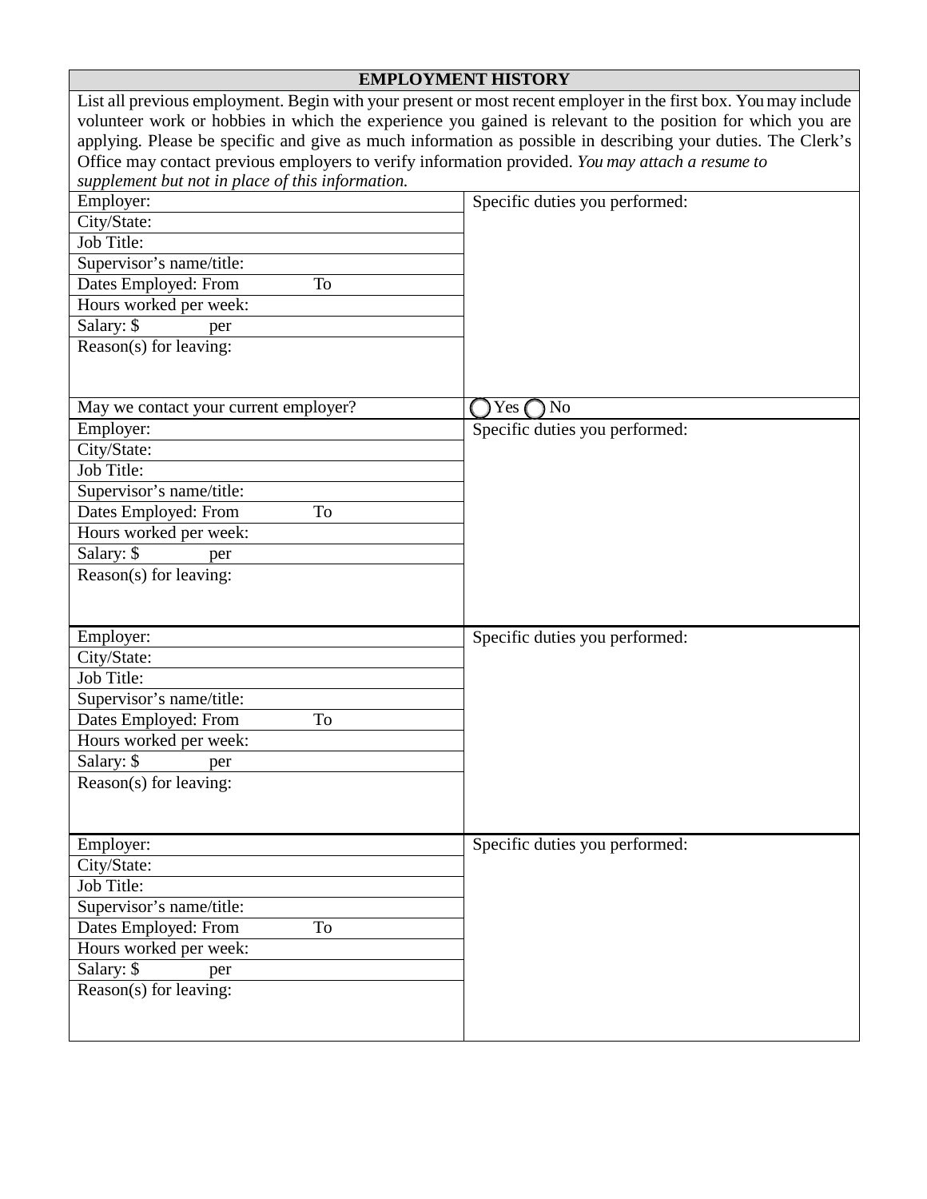## EMPLOYMENT HISTORY

List all previous employment. Begin with your present or most recent employer in the first box. You may include volunteer work or hobbies in which the experience you gained is relevant to the position for which you are applying. Please be specific and give as much information as possible in describing your duties. The Clerk's Office may contact previous employers to verify information provided. *You may attach a resume to supplement but not in place of this information.*

| | |
|---|---|
| Employer: | Specific duties you performed: |
| City/State: | |
| Job Title: | |
| Supervisor's name/title: | |
| Dates Employed: From To | |
| Hours worked per week: | |
| Salary: $ per | |
| Reason(s) for leaving: | |
| May we contact your current employer? | ◯ Yes ◯ No |

| | |
|---|---|
| Employer: | Specific duties you performed: |
| City/State: | |
| Job Title: | |
| Supervisor's name/title: | |
| Dates Employed: From To | |
| Hours worked per week: | |
| Salary: $ per | |
| Reason(s) for leaving: | |

| | |
|---|---|
| Employer: | Specific duties you performed: |
| City/State: | |
| Job Title: | |
| Supervisor's name/title: | |
| Dates Employed: From To | |
| Hours worked per week: | |
| Salary: $ per | |
| Reason(s) for leaving: | |

| | |
|---|---|
| Employer: | Specific duties you performed: |
| City/State: | |
| Job Title: | |
| Supervisor's name/title: | |
| Dates Employed: From To | |
| Hours worked per week: | |
| Salary: $ per | |
| Reason(s) for leaving: | |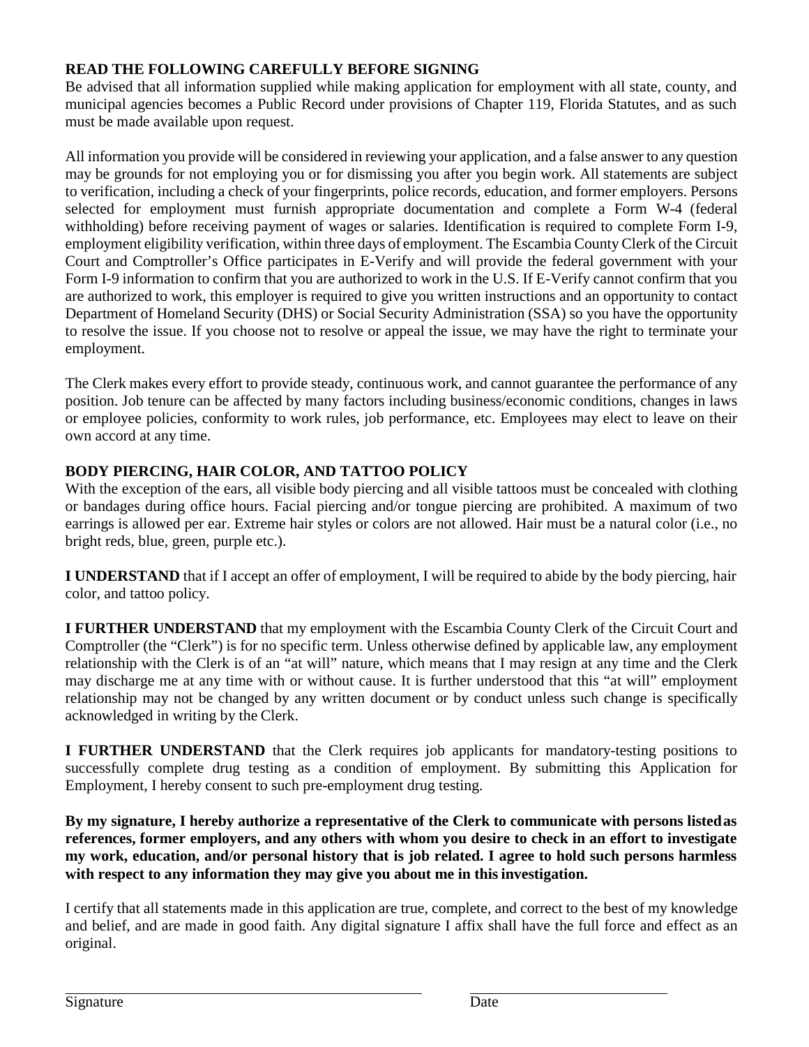**READ THE FOLLOWING CAREFULLY BEFORE SIGNING**

Be advised that all information supplied while making application for employment with all state, county, and municipal agencies becomes a Public Record under provisions of Chapter 119, Florida Statutes, and as such must be made available upon request.

All information you provide will be considered in reviewing your application, and a false answer to any question may be grounds for not employing you or for dismissing you after you begin work. All statements are subject to verification, including a check of your fingerprints, police records, education, and former employers. Persons selected for employment must furnish appropriate documentation and complete a Form W-4 (federal withholding) before receiving payment of wages or salaries. Identification is required to complete Form I-9, employment eligibility verification, within three days of employment. The Escambia County Clerk of the Circuit Court and Comptroller's Office participates in E-Verify and will provide the federal government with your Form I-9 information to confirm that you are authorized to work in the U.S. If E-Verify cannot confirm that you are authorized to work, this employer is required to give you written instructions and an opportunity to contact Department of Homeland Security (DHS) or Social Security Administration (SSA) so you have the opportunity to resolve the issue. If you choose not to resolve or appeal the issue, we may have the right to terminate your employment.

The Clerk makes every effort to provide steady, continuous work, and cannot guarantee the performance of any position. Job tenure can be affected by many factors including business/economic conditions, changes in laws or employee policies, conformity to work rules, job performance, etc. Employees may elect to leave on their own accord at any time.

**BODY PIERCING, HAIR COLOR, AND TATTOO POLICY**

With the exception of the ears, all visible body piercing and all visible tattoos must be concealed with clothing or bandages during office hours. Facial piercing and/or tongue piercing are prohibited. A maximum of two earrings is allowed per ear. Extreme hair styles or colors are not allowed. Hair must be a natural color (i.e., no bright reds, blue, green, purple etc.).

**I UNDERSTAND** that if I accept an offer of employment, I will be required to abide by the body piercing, hair color, and tattoo policy.

**I FURTHER UNDERSTAND** that my employment with the Escambia County Clerk of the Circuit Court and Comptroller (the "Clerk") is for no specific term. Unless otherwise defined by applicable law, any employment relationship with the Clerk is of an "at will" nature, which means that I may resign at any time and the Clerk may discharge me at any time with or without cause. It is further understood that this "at will" employment relationship may not be changed by any written document or by conduct unless such change is specifically acknowledged in writing by the Clerk.

**I FURTHER UNDERSTAND** that the Clerk requires job applicants for mandatory-testing positions to successfully complete drug testing as a condition of employment. By submitting this Application for Employment, I hereby consent to such pre-employment drug testing.

**By my signature, I hereby authorize a representative of the Clerk to communicate with persons listed as references, former employers, and any others with whom you desire to check in an effort to investigate my work, education, and/or personal history that is job related. I agree to hold such persons harmless with respect to any information they may give you about me in this investigation.**

I certify that all statements made in this application are true, complete, and correct to the best of my knowledge and belief, and are made in good faith. Any digital signature I affix shall have the full force and effect as an original.

\_\_\_\_\_\_\_\_\_\_\_\_\_\_\_\_\_\_\_\_\_\_\_\_\_\_\_\_\_\_\_\_\_\_\_\_\_\_ \_\_\_\_\_\_\_\_\_\_\_\_\_\_\_\_\_\_\_\_

Signature Date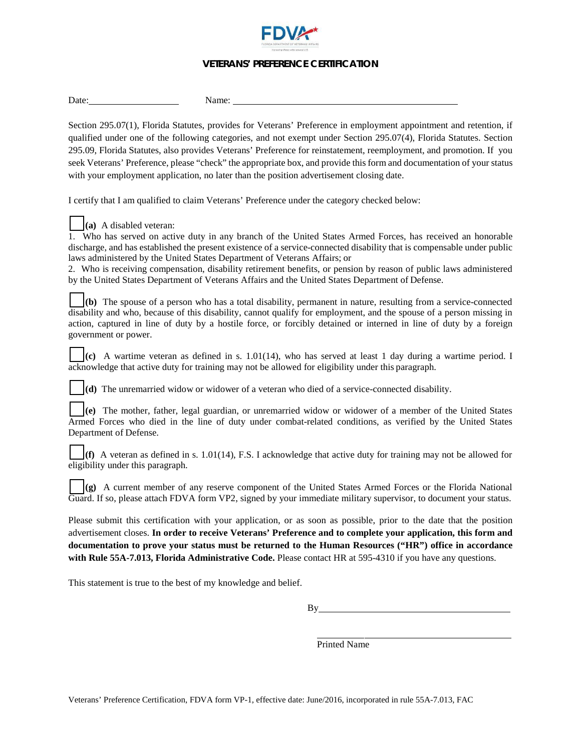# VETERANS' PREFERENCE CERTIFICATION

Date:\_\_\_\_\_\_\_\_\_\_\_\_\_\_\_\_\_\_\_\_ Name: \_\_\_\_\_\_\_\_\_\_\_\_\_\_\_\_\_\_\_\_\_\_\_\_\_\_\_\_\_\_\_\_\_\_\_\_\_\_\_\_\_\_\_\_\_\_

Section 295.07(1), Florida Statutes, provides for Veterans' Preference in employment appointment and retention, if qualified under one of the following categories, and not exempt under Section 295.07(4), Florida Statutes. Section 295.09, Florida Statutes, also provides Veterans' Preference for reinstatement, reemployment, and promotion. If you seek Veterans' Preference, please "check" the appropriate box, and provide this form and documentation of your status with your employment application, no later than the position advertisement closing date.

I certify that I am qualified to claim Veterans' Preference under the category checked below:

☐ **(a)** A disabled veteran:
1. Who has served on active duty in any branch of the United States Armed Forces, has received an honorable discharge, and has established the present existence of a service-connected disability that is compensable under public laws administered by the United States Department of Veterans Affairs; or
2. Who is receiving compensation, disability retirement benefits, or pension by reason of public laws administered by the United States Department of Veterans Affairs and the United States Department of Defense.

☐ **(b)** The spouse of a person who has a total disability, permanent in nature, resulting from a service-connected disability and who, because of this disability, cannot qualify for employment, and the spouse of a person missing in action, captured in line of duty by a hostile force, or forcibly detained or interned in line of duty by a foreign government or power.

☐ **(c)** A wartime veteran as defined in s. 1.01(14), who has served at least 1 day during a wartime period. I acknowledge that active duty for training may not be allowed for eligibility under this paragraph.

☐ **(d)** The unremarried widow or widower of a veteran who died of a service-connected disability.

☐ **(e)** The mother, father, legal guardian, or unremarried widow or widower of a member of the United States Armed Forces who died in the line of duty under combat-related conditions, as verified by the United States Department of Defense.

☐ **(f)** A veteran as defined in s. 1.01(14), F.S. I acknowledge that active duty for training may not be allowed for eligibility under this paragraph.

☐ **(g)** A current member of any reserve component of the United States Armed Forces or the Florida National Guard. If so, please attach FDVA form VP2, signed by your immediate military supervisor, to document your status.

Please submit this certification with your application, or as soon as possible, prior to the date that the position advertisement closes. **In order to receive Veterans' Preference and to complete your application, this form and documentation to prove your status must be returned to the Human Resources ("HR") office in accordance with Rule 55A-7.013, Florida Administrative Code.** Please contact HR at 595-4310 if you have any questions.

This statement is true to the best of my knowledge and belief.

By\_\_\_\_\_\_\_\_\_\_\_\_\_\_\_\_\_\_\_\_\_\_\_\_\_\_\_\_\_\_\_\_\_\_\_\_\_\_\_\_

\_\_\_\_\_\_\_\_\_\_\_\_\_\_\_\_\_\_\_\_\_\_\_\_\_\_\_\_\_\_\_\_\_\_\_\_\_\_\_\_

Printed Name

Veterans' Preference Certification, FDVA form VP-1, effective date: June/2016, incorporated in rule 55A-7.013, FAC